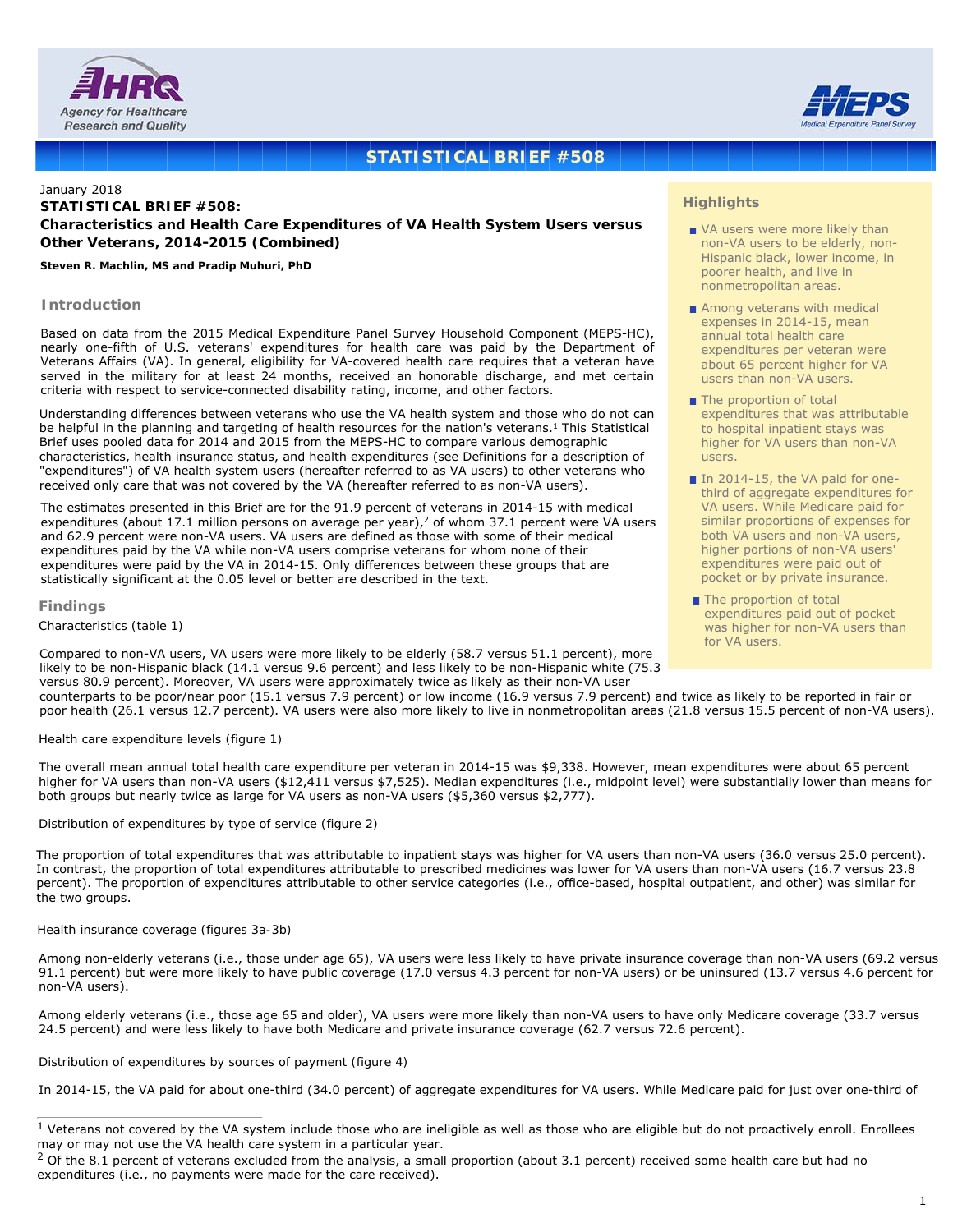# STATISTICAL BRIEF #508

January 2018

**STATISTICAL BRIEF #508:**
**Characteristics and Health Care Expenditures of VA Health System Users versus Other Veterans, 2014-2015 (Combined)**

**Steven R. Machlin, MS and Pradip Muhuri, PhD**

## Highlights

- VA users were more likely than non-VA users to be elderly, non-Hispanic black, lower income, in poorer health, and live in nonmetropolitan areas.
- Among veterans with medical expenses in 2014-15, mean annual total health care expenditures per veteran were about 65 percent higher for VA users than non-VA users.
- The proportion of total expenditures that was attributable to hospital inpatient stays was higher for VA users than non-VA users.
- In 2014-15, the VA paid for one-third of aggregate expenditures for VA users. While Medicare paid for similar proportions of expenses for both VA users and non-VA users, higher portions of non-VA users' expenditures were paid out of pocket or by private insurance.
- The proportion of total expenditures paid out of pocket was higher for non-VA users than for VA users.

## Introduction

Based on data from the 2015 Medical Expenditure Panel Survey Household Component (MEPS-HC), nearly one-fifth of U.S. veterans' expenditures for health care was paid by the Department of Veterans Affairs (VA). In general, eligibility for VA-covered health care requires that a veteran have served in the military for at least 24 months, received an honorable discharge, and met certain criteria with respect to service-connected disability rating, income, and other factors.

Understanding differences between veterans who use the VA health system and those who do not can be helpful in the planning and targeting of health resources for the nation's veterans.[1] This Statistical Brief uses pooled data for 2014 and 2015 from the MEPS-HC to compare various demographic characteristics, health insurance status, and health expenditures (see Definitions for a description of "expenditures") of VA health system users (hereafter referred to as VA users) to other veterans who received only care that was not covered by the VA (hereafter referred to as non-VA users).

The estimates presented in this Brief are for the 91.9 percent of veterans in 2014-15 with medical expenditures (about 17.1 million persons on average per year),[2] of whom 37.1 percent were VA users and 62.9 percent were non-VA users. VA users are defined as those with some of their medical expenditures paid by the VA while non-VA users comprise veterans for whom none of their expenditures were paid by the VA in 2014-15. Only differences between these groups that are statistically significant at the 0.05 level or better are described in the text.

## Findings

Characteristics (table 1)

Compared to non-VA users, VA users were more likely to be elderly (58.7 versus 51.1 percent), more likely to be non-Hispanic black (14.1 versus 9.6 percent) and less likely to be non-Hispanic white (75.3 versus 80.9 percent). Moreover, VA users were approximately twice as likely as their non-VA user counterparts to be poor/near poor (15.1 versus 7.9 percent) or low income (16.9 versus 7.9 percent) and twice as likely to be reported in fair or poor health (26.1 versus 12.7 percent). VA users were also more likely to live in nonmetropolitan areas (21.8 versus 15.5 percent of non-VA users).

Health care expenditure levels (figure 1)

The overall mean annual total health care expenditure per veteran in 2014-15 was $9,338. However, mean expenditures were about 65 percent higher for VA users than non-VA users ($12,411 versus $7,525). Median expenditures (i.e., midpoint level) were substantially lower than means for both groups but nearly twice as large for VA users as non-VA users ($5,360 versus $2,777).

Distribution of expenditures by type of service (figure 2)

The proportion of total expenditures that was attributable to inpatient stays was higher for VA users than non-VA users (36.0 versus 25.0 percent). In contrast, the proportion of total expenditures attributable to prescribed medicines was lower for VA users than non-VA users (16.7 versus 23.8 percent). The proportion of expenditures attributable to other service categories (i.e., office-based, hospital outpatient, and other) was similar for the two groups.

Health insurance coverage (figures 3a-3b)

Among non-elderly veterans (i.e., those under age 65), VA users were less likely to have private insurance coverage than non-VA users (69.2 versus 91.1 percent) but were more likely to have public coverage (17.0 versus 4.3 percent for non-VA users) or be uninsured (13.7 versus 4.6 percent for non-VA users).

Among elderly veterans (i.e., those age 65 and older), VA users were more likely than non-VA users to have only Medicare coverage (33.7 versus 24.5 percent) and were less likely to have both Medicare and private insurance coverage (62.7 versus 72.6 percent).

Distribution of expenditures by sources of payment (figure 4)

In 2014-15, the VA paid for about one-third (34.0 percent) of aggregate expenditures for VA users. While Medicare paid for just over one-third of

---

[1] Veterans not covered by the VA system include those who are ineligible as well as those who are eligible but do not proactively enroll. Enrollees may or may not use the VA health care system in a particular year.

[2] Of the 8.1 percent of veterans excluded from the analysis, a small proportion (about 3.1 percent) received some health care but had no expenditures (i.e., no payments were made for the care received).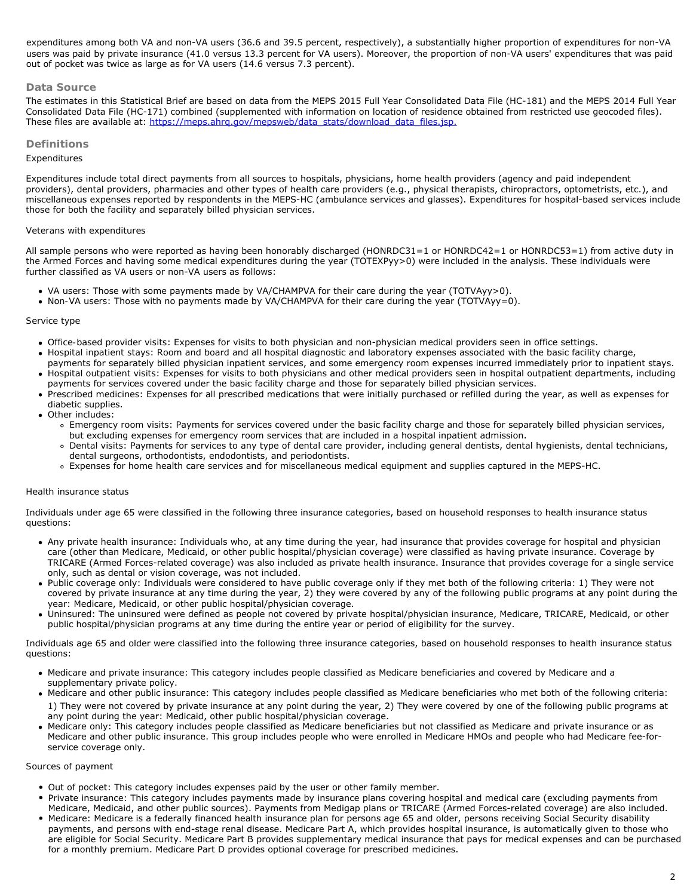expenditures among both VA and non-VA users (36.6 and 39.5 percent, respectively), a substantially higher proportion of expenditures for non-VA users was paid by private insurance (41.0 versus 13.3 percent for VA users). Moreover, the proportion of non-VA users' expenditures that was paid out of pocket was twice as large as for VA users (14.6 versus 7.3 percent).

## Data Source

The estimates in this Statistical Brief are based on data from the MEPS 2015 Full Year Consolidated Data File (HC-181) and the MEPS 2014 Full Year Consolidated Data File (HC-171) combined (supplemented with information on location of residence obtained from restricted use geocoded files). These files are available at: https://meps.ahrq.gov/mepsweb/data_stats/download_data_files.jsp.

## Definitions

Expenditures

Expenditures include total direct payments from all sources to hospitals, physicians, home health providers (agency and paid independent providers), dental providers, pharmacies and other types of health care providers (e.g., physical therapists, chiropractors, optometrists, etc.), and miscellaneous expenses reported by respondents in the MEPS-HC (ambulance services and glasses). Expenditures for hospital-based services include those for both the facility and separately billed physician services.

Veterans with expenditures

All sample persons who were reported as having been honorably discharged (HONRDC31=1 or HONRDC42=1 or HONRDC53=1) from active duty in the Armed Forces and having some medical expenditures during the year (TOTEXPyy>0) were included in the analysis. These individuals were further classified as VA users or non-VA users as follows:

- VA users: Those with some payments made by VA/CHAMPVA for their care during the year (TOTVAyy>0).
- Non-VA users: Those with no payments made by VA/CHAMPVA for their care during the year (TOTVAyy=0).

Service type

- Office-based provider visits: Expenses for visits to both physician and non-physician medical providers seen in office settings.
- Hospital inpatient stays: Room and board and all hospital diagnostic and laboratory expenses associated with the basic facility charge, payments for separately billed physician inpatient services, and some emergency room expenses incurred immediately prior to inpatient stays.
- Hospital outpatient visits: Expenses for visits to both physicians and other medical providers seen in hospital outpatient departments, including payments for services covered under the basic facility charge and those for separately billed physician services.
- Prescribed medicines: Expenses for all prescribed medications that were initially purchased or refilled during the year, as well as expenses for diabetic supplies.
- Other includes:
    - Emergency room visits: Payments for services covered under the basic facility charge and those for separately billed physician services, but excluding expenses for emergency room services that are included in a hospital inpatient admission.
    - Dental visits: Payments for services to any type of dental care provider, including general dentists, dental hygienists, dental technicians, dental surgeons, orthodontists, endodontists, and periodontists.
    - Expenses for home health care services and for miscellaneous medical equipment and supplies captured in the MEPS-HC.

Health insurance status

Individuals under age 65 were classified in the following three insurance categories, based on household responses to health insurance status questions:

- Any private health insurance: Individuals who, at any time during the year, had insurance that provides coverage for hospital and physician care (other than Medicare, Medicaid, or other public hospital/physician coverage) were classified as having private insurance. Coverage by TRICARE (Armed Forces-related coverage) was also included as private health insurance. Insurance that provides coverage for a single service only, such as dental or vision coverage, was not included.
- Public coverage only: Individuals were considered to have public coverage only if they met both of the following criteria: 1) They were not covered by private insurance at any time during the year, 2) they were covered by any of the following public programs at any point during the year: Medicare, Medicaid, or other public hospital/physician coverage.
- Uninsured: The uninsured were defined as people not covered by private hospital/physician insurance, Medicare, TRICARE, Medicaid, or other public hospital/physician programs at any time during the entire year or period of eligibility for the survey.

Individuals age 65 and older were classified into the following three insurance categories, based on household responses to health insurance status questions:

- Medicare and private insurance: This category includes people classified as Medicare beneficiaries and covered by Medicare and a supplementary private policy.
- Medicare and other public insurance: This category includes people classified as Medicare beneficiaries who met both of the following criteria: 1) They were not covered by private insurance at any point during the year, 2) They were covered by one of the following public programs at any point during the year: Medicaid, other public hospital/physician coverage.
- Medicare only: This category includes people classified as Medicare beneficiaries but not classified as Medicare and private insurance or as Medicare and other public insurance. This group includes people who were enrolled in Medicare HMOs and people who had Medicare fee-for-service coverage only.

Sources of payment

- Out of pocket: This category includes expenses paid by the user or other family member.
- Private insurance: This category includes payments made by insurance plans covering hospital and medical care (excluding payments from Medicare, Medicaid, and other public sources). Payments from Medigap plans or TRICARE (Armed Forces-related coverage) are also included.
- Medicare: Medicare is a federally financed health insurance plan for persons age 65 and older, persons receiving Social Security disability payments, and persons with end-stage renal disease. Medicare Part A, which provides hospital insurance, is automatically given to those who are eligible for Social Security. Medicare Part B provides supplementary medical insurance that pays for medical expenses and can be purchased for a monthly premium. Medicare Part D provides optional coverage for prescribed medicines.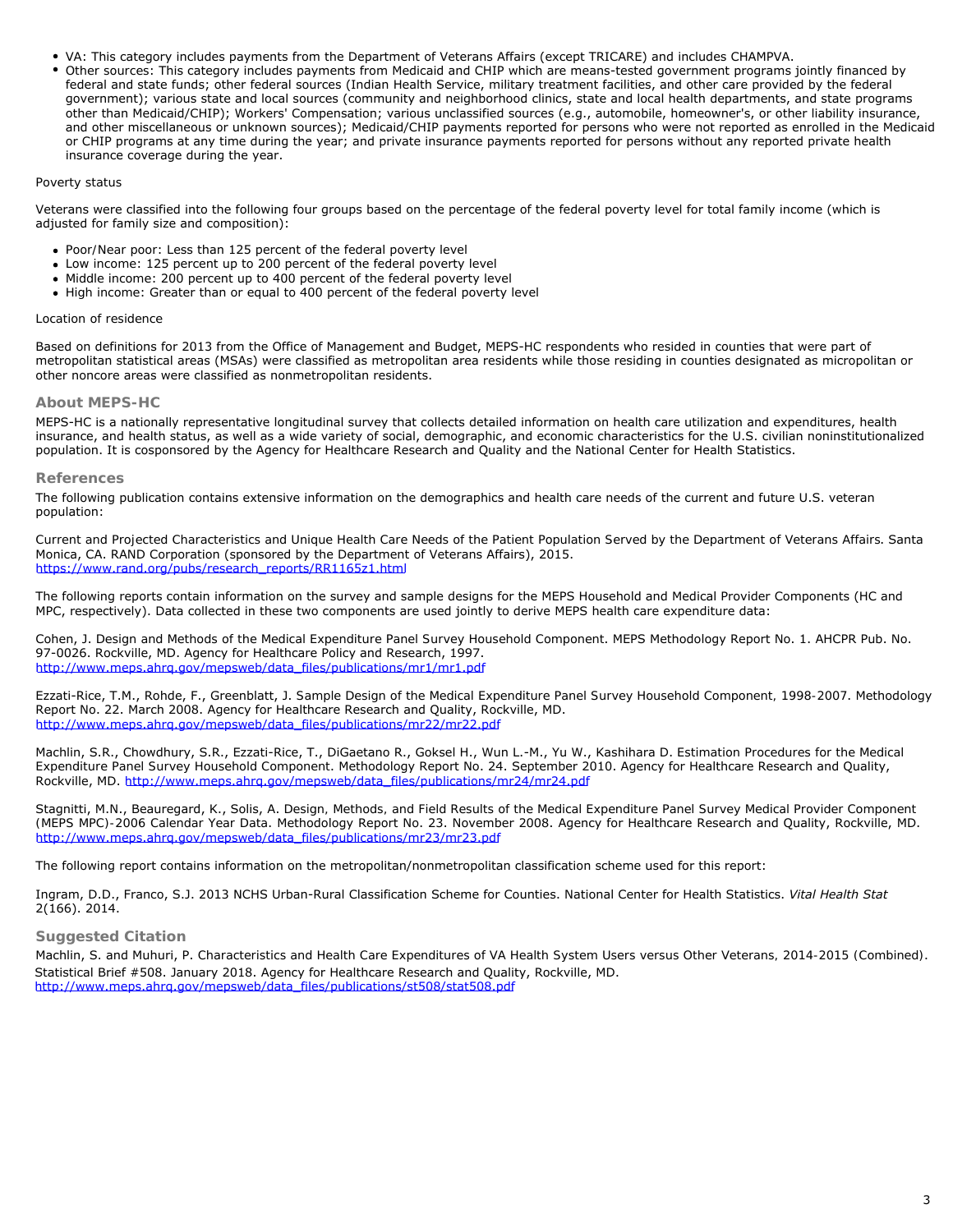- VA: This category includes payments from the Department of Veterans Affairs (except TRICARE) and includes CHAMPVA.
- Other sources: This category includes payments from Medicaid and CHIP which are means-tested government programs jointly financed by federal and state funds; other federal sources (Indian Health Service, military treatment facilities, and other care provided by the federal government); various state and local sources (community and neighborhood clinics, state and local health departments, and state programs other than Medicaid/CHIP); Workers' Compensation; various unclassified sources (e.g., automobile, homeowner's, or other liability insurance, and other miscellaneous or unknown sources); Medicaid/CHIP payments reported for persons who were not reported as enrolled in the Medicaid or CHIP programs at any time during the year; and private insurance payments reported for persons without any reported private health insurance coverage during the year.

Poverty status

Veterans were classified into the following four groups based on the percentage of the federal poverty level for total family income (which is adjusted for family size and composition):

- Poor/Near poor: Less than 125 percent of the federal poverty level
- Low income: 125 percent up to 200 percent of the federal poverty level
- Middle income: 200 percent up to 400 percent of the federal poverty level
- High income: Greater than or equal to 400 percent of the federal poverty level

Location of residence

Based on definitions for 2013 from the Office of Management and Budget, MEPS-HC respondents who resided in counties that were part of metropolitan statistical areas (MSAs) were classified as metropolitan area residents while those residing in counties designated as micropolitan or other noncore areas were classified as nonmetropolitan residents.

## About MEPS-HC

MEPS-HC is a nationally representative longitudinal survey that collects detailed information on health care utilization and expenditures, health insurance, and health status, as well as a wide variety of social, demographic, and economic characteristics for the U.S. civilian noninstitutionalized population. It is cosponsored by the Agency for Healthcare Research and Quality and the National Center for Health Statistics.

## References

The following publication contains extensive information on the demographics and health care needs of the current and future U.S. veteran population:

Current and Projected Characteristics and Unique Health Care Needs of the Patient Population Served by the Department of Veterans Affairs. Santa Monica, CA. RAND Corporation (sponsored by the Department of Veterans Affairs), 2015.
https://www.rand.org/pubs/research_reports/RR1165z1.html

The following reports contain information on the survey and sample designs for the MEPS Household and Medical Provider Components (HC and MPC, respectively). Data collected in these two components are used jointly to derive MEPS health care expenditure data:

Cohen, J. Design and Methods of the Medical Expenditure Panel Survey Household Component. MEPS Methodology Report No. 1. AHCPR Pub. No. 97-0026. Rockville, MD. Agency for Healthcare Policy and Research, 1997.
http://www.meps.ahrq.gov/mepsweb/data_files/publications/mr1/mr1.pdf

Ezzati-Rice, T.M., Rohde, F., Greenblatt, J. Sample Design of the Medical Expenditure Panel Survey Household Component, 1998-2007. Methodology Report No. 22. March 2008. Agency for Healthcare Research and Quality, Rockville, MD.
http://www.meps.ahrq.gov/mepsweb/data_files/publications/mr22/mr22.pdf

Machlin, S.R., Chowdhury, S.R., Ezzati-Rice, T., DiGaetano R., Goksel H., Wun L.-M., Yu W., Kashihara D. Estimation Procedures for the Medical Expenditure Panel Survey Household Component. Methodology Report No. 24. September 2010. Agency for Healthcare Research and Quality, Rockville, MD. http://www.meps.ahrq.gov/mepsweb/data_files/publications/mr24/mr24.pdf

Stagnitti, M.N., Beauregard, K., Solis, A. Design, Methods, and Field Results of the Medical Expenditure Panel Survey Medical Provider Component (MEPS MPC)-2006 Calendar Year Data. Methodology Report No. 23. November 2008. Agency for Healthcare Research and Quality, Rockville, MD.
http://www.meps.ahrq.gov/mepsweb/data_files/publications/mr23/mr23.pdf

The following report contains information on the metropolitan/nonmetropolitan classification scheme used for this report:

Ingram, D.D., Franco, S.J. 2013 NCHS Urban-Rural Classification Scheme for Counties. National Center for Health Statistics. *Vital Health Stat* 2(166). 2014.

## Suggested Citation

Machlin, S. and Muhuri, P. Characteristics and Health Care Expenditures of VA Health System Users versus Other Veterans, 2014-2015 (Combined). Statistical Brief #508. January 2018. Agency for Healthcare Research and Quality, Rockville, MD.
http://www.meps.ahrq.gov/mepsweb/data_files/publications/st508/stat508.pdf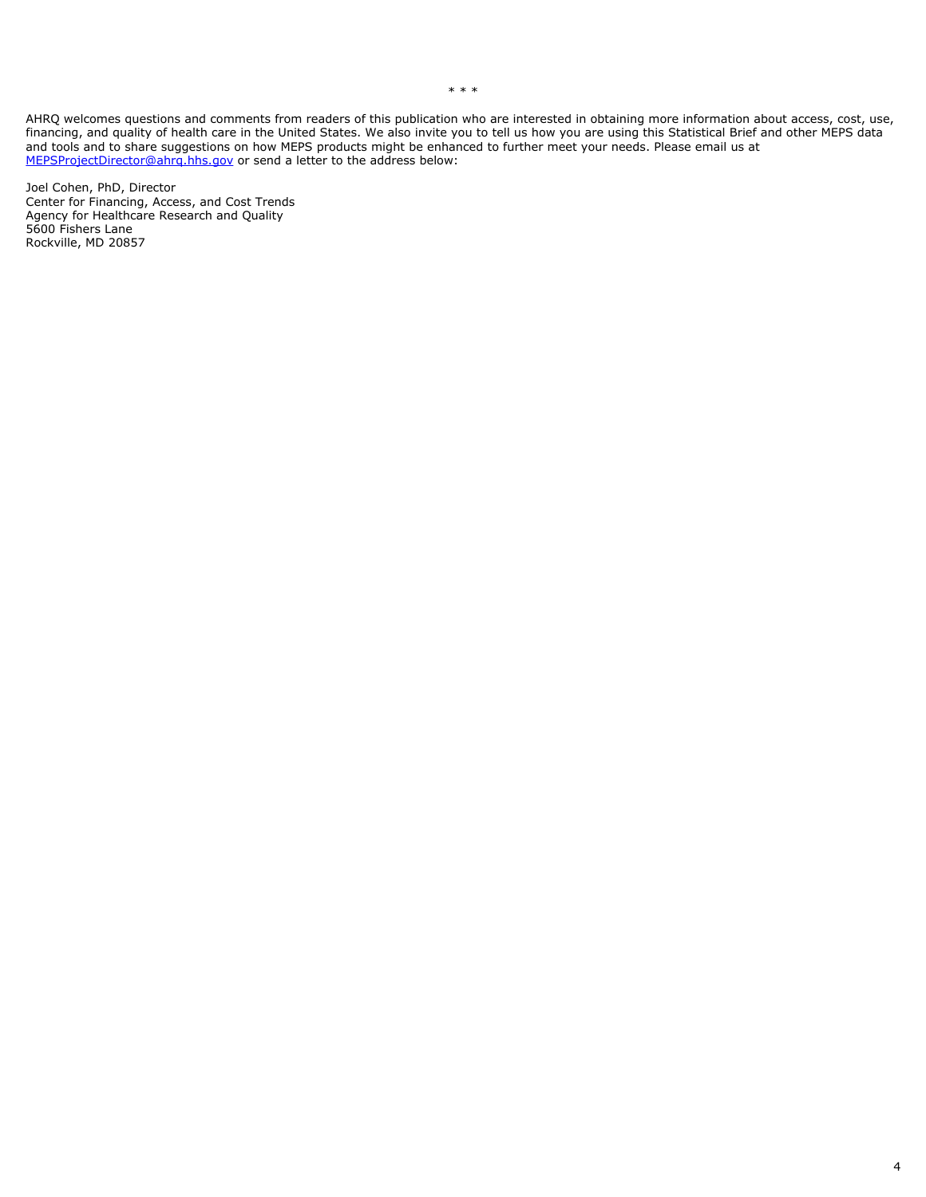\* \* \*

AHRQ welcomes questions and comments from readers of this publication who are interested in obtaining more information about access, cost, use, financing, and quality of health care in the United States. We also invite you to tell us how you are using this Statistical Brief and other MEPS data and tools and to share suggestions on how MEPS products might be enhanced to further meet your needs. Please email us at [MEPSProjectDirector@ahrq.hhs.gov](mailto:MEPSProjectDirector@ahrq.hhs.gov) or send a letter to the address below:

Joel Cohen, PhD, Director
Center for Financing, Access, and Cost Trends
Agency for Healthcare Research and Quality
5600 Fishers Lane
Rockville, MD 20857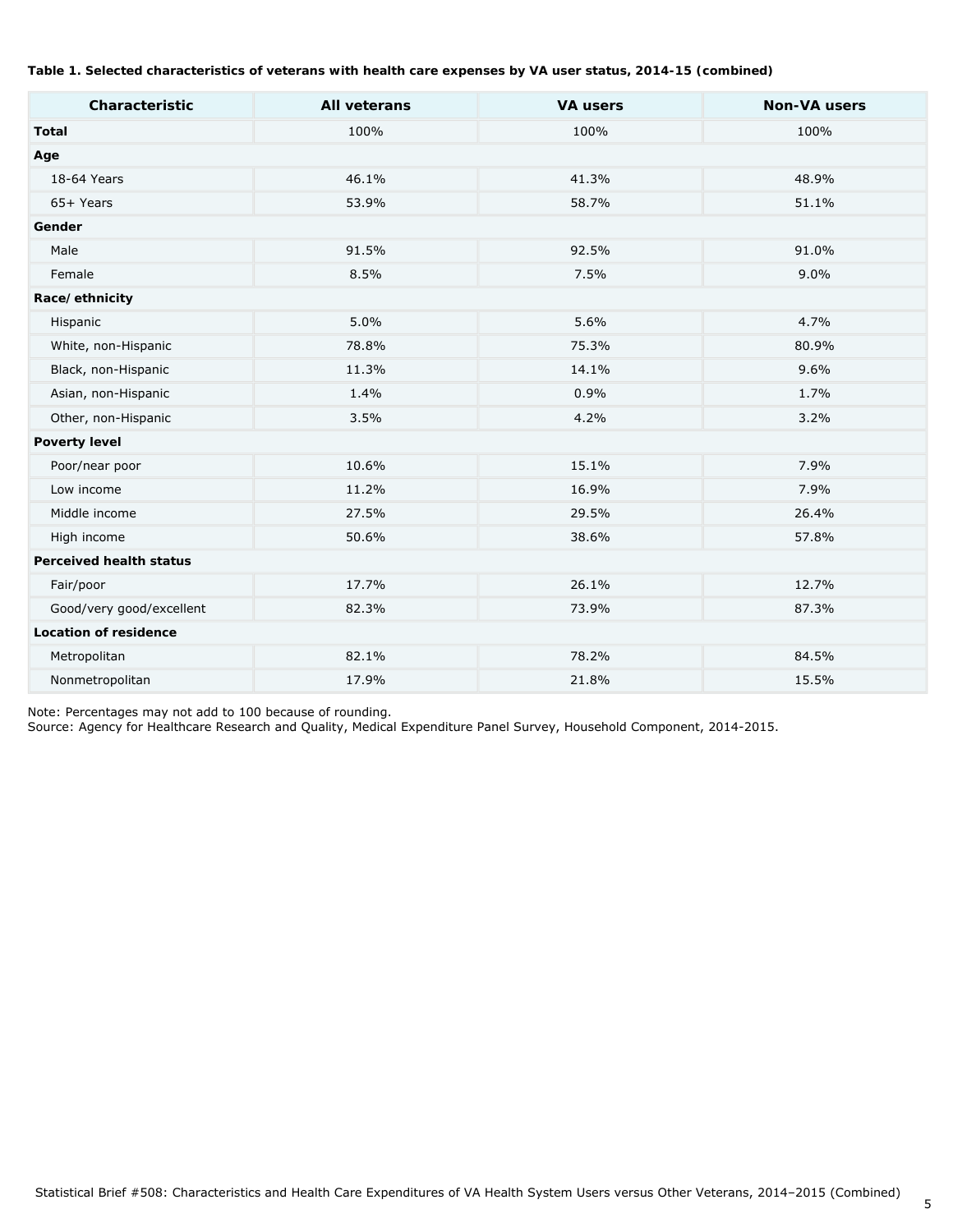**Table 1. Selected characteristics of veterans with health care expenses by VA user status, 2014-15 (combined)**

| Characteristic | All veterans | VA users | Non-VA users |
|---|---|---|---|
| **Total** | 100% | 100% | 100% |
| **Age** | | | |
| 18-64 Years | 46.1% | 41.3% | 48.9% |
| 65+ Years | 53.9% | 58.7% | 51.1% |
| **Gender** | | | |
| Male | 91.5% | 92.5% | 91.0% |
| Female | 8.5% | 7.5% | 9.0% |
| **Race/ ethnicity** | | | |
| Hispanic | 5.0% | 5.6% | 4.7% |
| White, non-Hispanic | 78.8% | 75.3% | 80.9% |
| Black, non-Hispanic | 11.3% | 14.1% | 9.6% |
| Asian, non-Hispanic | 1.4% | 0.9% | 1.7% |
| Other, non-Hispanic | 3.5% | 4.2% | 3.2% |
| **Poverty level** | | | |
| Poor/near poor | 10.6% | 15.1% | 7.9% |
| Low income | 11.2% | 16.9% | 7.9% |
| Middle income | 27.5% | 29.5% | 26.4% |
| High income | 50.6% | 38.6% | 57.8% |
| **Perceived health status** | | | |
| Fair/poor | 17.7% | 26.1% | 12.7% |
| Good/very good/excellent | 82.3% | 73.9% | 87.3% |
| **Location of residence** | | | |
| Metropolitan | 82.1% | 78.2% | 84.5% |
| Nonmetropolitan | 17.9% | 21.8% | 15.5% |

Note: Percentages may not add to 100 because of rounding.
Source: Agency for Healthcare Research and Quality, Medical Expenditure Panel Survey, Household Component, 2014-2015.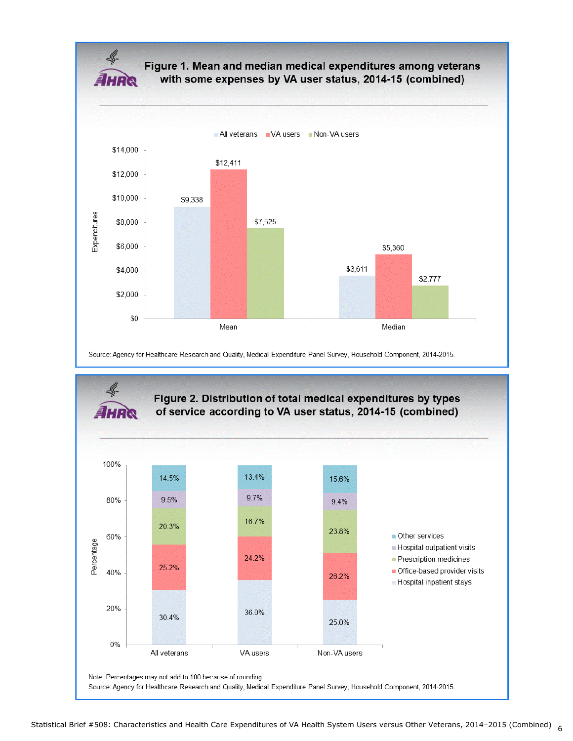## Figure 1. Mean and median medical expenditures among veterans with some expenses by VA user status, 2014-15 (combined)

| | All veterans | VA users | Non-VA users |
|---|---|---|---|
| Mean | $9,338 | $12,411 | $7,525 |
| Median | $3,611 | $5,360 | $2,777 |

Source: Agency for Healthcare Research and Quality, Medical Expenditure Panel Survey, Household Component, 2014-2015.

## Figure 2. Distribution of total medical expenditures by types of service according to VA user status, 2014-15 (combined)

| Type of service | All veterans | VA users | Non-VA users |
|---|---|---|---|
| Other services | 14.5% | 13.4% | 15.6% |
| Hospital outpatient visits | 9.5% | 9.7% | 9.4% |
| Prescription medicines | 20.3% | 16.7% | 23.8% |
| Office-based provider visits | 25.2% | 24.2% | 26.2% |
| Hospital inpatient stays | 30.4% | 36.0% | 25.0% |

Note: Percentages may not add to 100 because of rounding.
Source: Agency for Healthcare Research and Quality, Medical Expenditure Panel Survey, Household Component, 2014-2015.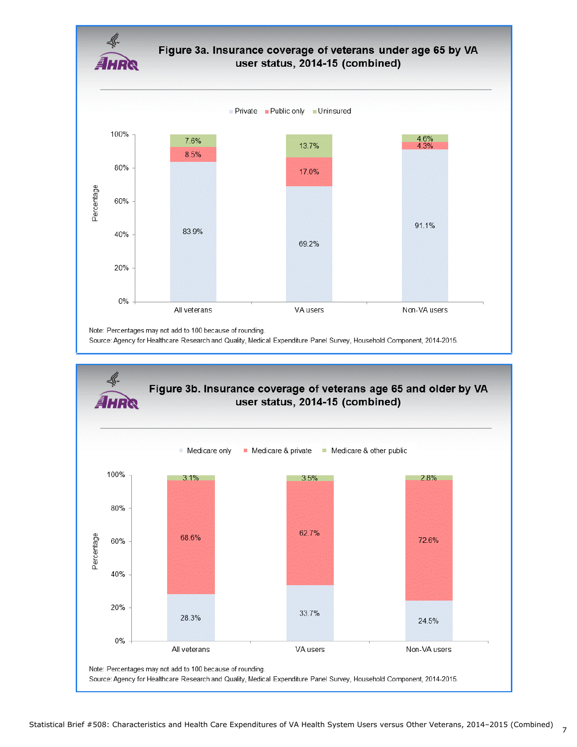## Figure 3a. Insurance coverage of veterans under age 65 by VA user status, 2014-15 (combined)

| | Private | Public only | Uninsured |
|---|---|---|---|
| All veterans | 83.9% | 8.5% | 7.6% |
| VA users | 69.2% | 17.0% | 13.7% |
| Non-VA users | 91.1% | 4.3% | 4.6% |

Note: Percentages may not add to 100 because of rounding.
Source: Agency for Healthcare Research and Quality, Medical Expenditure Panel Survey, Household Component, 2014-2015.

## Figure 3b. Insurance coverage of veterans age 65 and older by VA user status, 2014-15 (combined)

| | Medicare only | Medicare & private | Medicare & other public |
|---|---|---|---|
| All veterans | 28.3% | 68.6% | 3.1% |
| VA users | 33.7% | 62.7% | 3.5% |
| Non-VA users | 24.5% | 72.6% | 2.8% |

Note: Percentages may not add to 100 because of rounding.
Source: Agency for Healthcare Research and Quality, Medical Expenditure Panel Survey, Household Component, 2014-2015.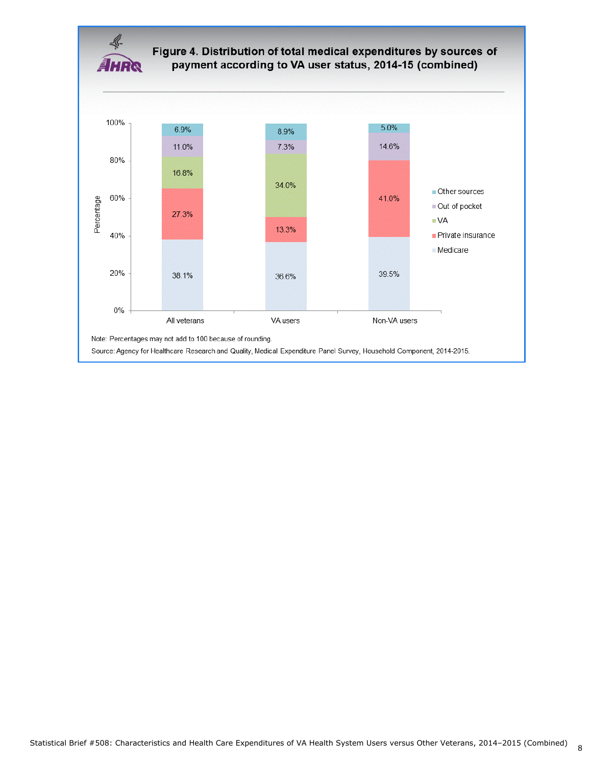**Figure 4. Distribution of total medical expenditures by sources of payment according to VA user status, 2014-15 (combined)**

AHRQ

100%
80%
60%
40%
20%
0%

Percentage

All veterans
6.9%
11.0%
16.8%
27.3%
38.1%

VA users
8.9%
7.3%
34.0%
13.3%
36.6%

Non-VA users
5.0%
14.6%
41.0%
39.5%

Other sources
Out of pocket
VA
Private insurance
Medicare

Note: Percentages may not add to 100 because of rounding.

Source: Agency for Healthcare Research and Quality, Medical Expenditure Panel Survey, Household Component, 2014-2015.